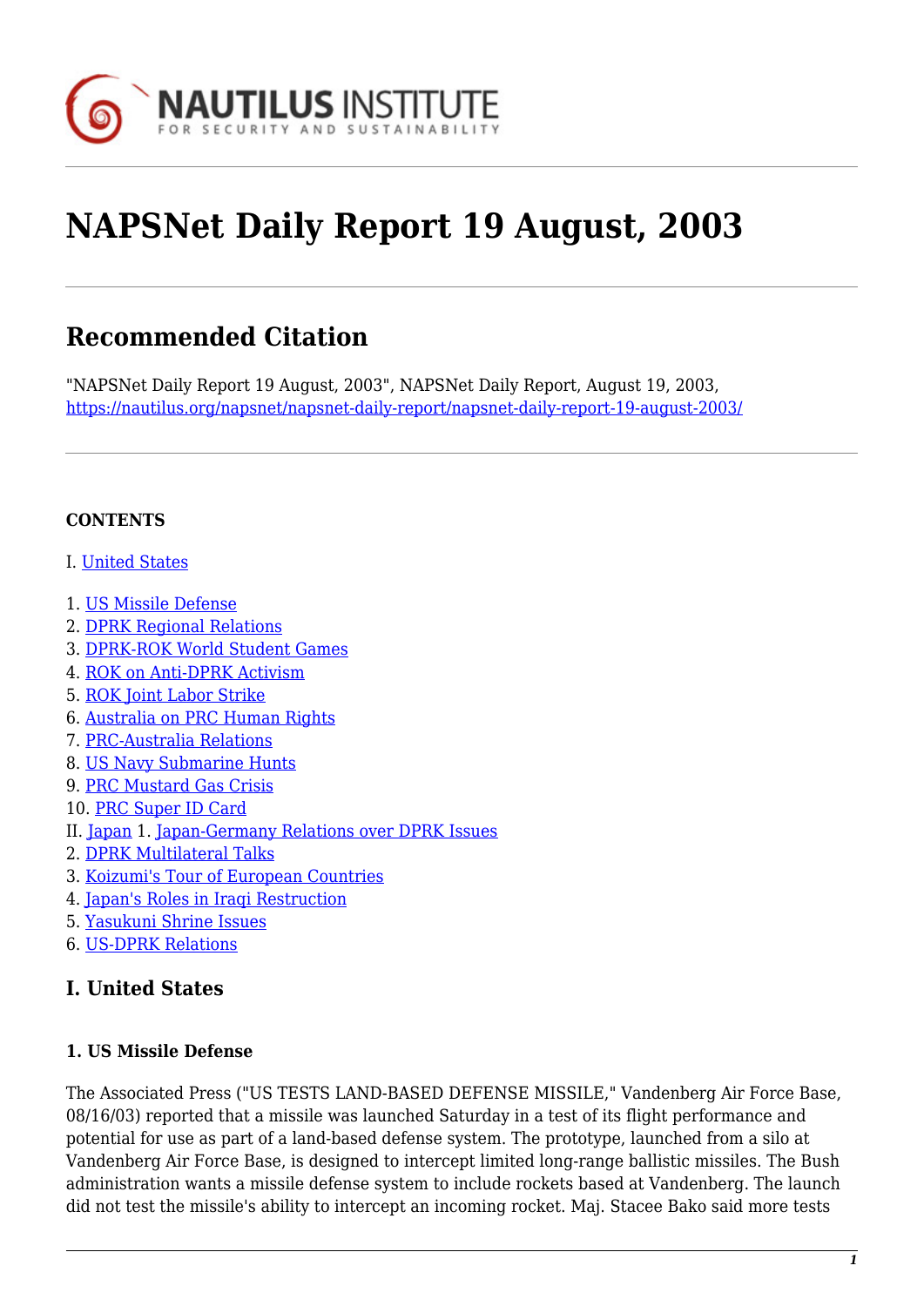# NAPSNet Daily Report 19 August, 2003

## Recommended Citation

"NAPSNet Daily Report 19 August, 2003", NAPSNet Daily Report, August 19, 2003, https://nautilus.org/napsnet/napsnet-daily-report/napsnet-daily-report-19-august-2003/

**CONTENTS**

I. United States

1. US Missile Defense
2. DPRK Regional Relations
3. DPRK-ROK World Student Games
4. ROK on Anti-DPRK Activism
5. ROK Joint Labor Strike
6. Australia on PRC Human Rights
7. PRC-Australia Relations
8. US Navy Submarine Hunts
9. PRC Mustard Gas Crisis
10. PRC Super ID Card

II. Japan 1. Japan-Germany Relations over DPRK Issues
2. DPRK Multilateral Talks
3. Koizumi's Tour of European Countries
4. Japan's Roles in Iraqi Restruction
5. Yasukuni Shrine Issues
6. US-DPRK Relations

## I. United States

### 1. US Missile Defense

The Associated Press ("US TESTS LAND-BASED DEFENSE MISSILE," Vandenberg Air Force Base, 08/16/03) reported that a missile was launched Saturday in a test of its flight performance and potential for use as part of a land-based defense system. The prototype, launched from a silo at Vandenberg Air Force Base, is designed to intercept limited long-range ballistic missiles. The Bush administration wants a missile defense system to include rockets based at Vandenberg. The launch did not test the missile's ability to intercept an incoming rocket. Maj. Stacee Bako said more tests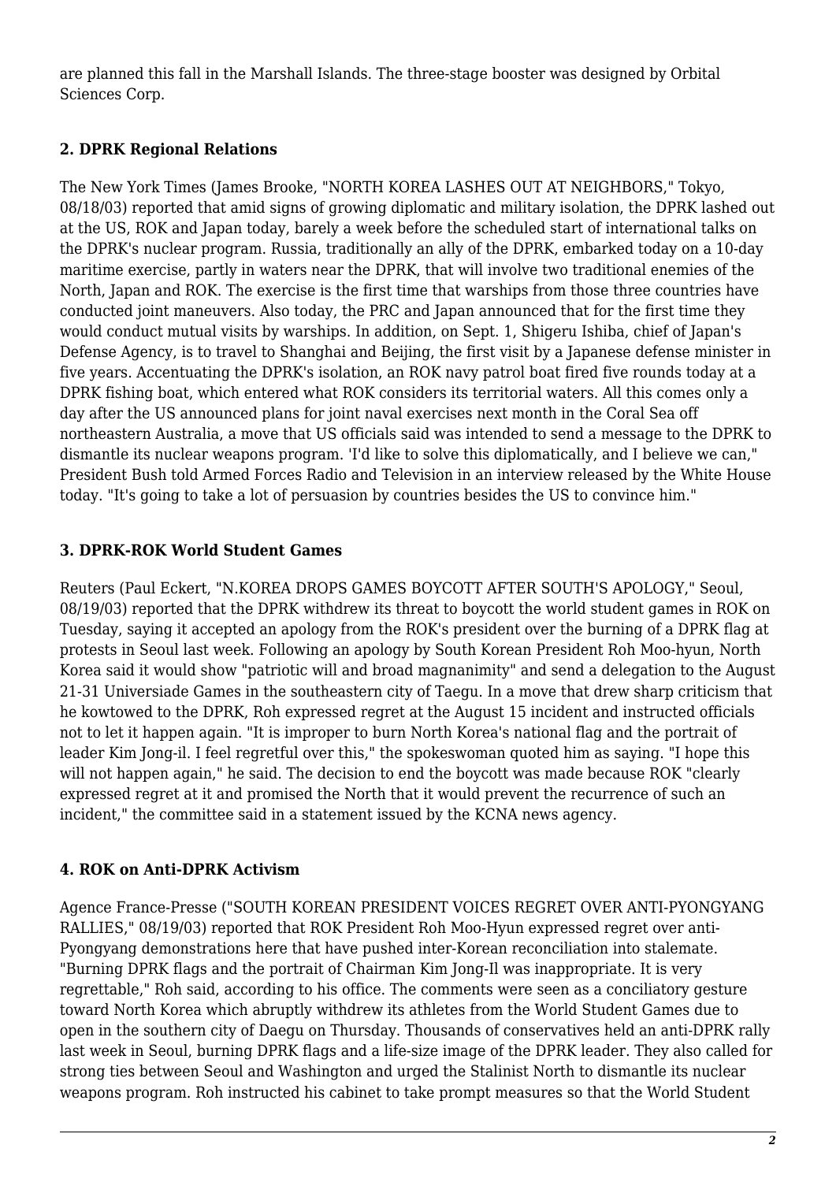are planned this fall in the Marshall Islands. The three-stage booster was designed by Orbital Sciences Corp.

### 2. DPRK Regional Relations

The New York Times (James Brooke, "NORTH KOREA LASHES OUT AT NEIGHBORS," Tokyo, 08/18/03) reported that amid signs of growing diplomatic and military isolation, the DPRK lashed out at the US, ROK and Japan today, barely a week before the scheduled start of international talks on the DPRK's nuclear program. Russia, traditionally an ally of the DPRK, embarked today on a 10-day maritime exercise, partly in waters near the DPRK, that will involve two traditional enemies of the North, Japan and ROK. The exercise is the first time that warships from those three countries have conducted joint maneuvers. Also today, the PRC and Japan announced that for the first time they would conduct mutual visits by warships. In addition, on Sept. 1, Shigeru Ishiba, chief of Japan's Defense Agency, is to travel to Shanghai and Beijing, the first visit by a Japanese defense minister in five years. Accentuating the DPRK's isolation, an ROK navy patrol boat fired five rounds today at a DPRK fishing boat, which entered what ROK considers its territorial waters. All this comes only a day after the US announced plans for joint naval exercises next month in the Coral Sea off northeastern Australia, a move that US officials said was intended to send a message to the DPRK to dismantle its nuclear weapons program. 'I'd like to solve this diplomatically, and I believe we can," President Bush told Armed Forces Radio and Television in an interview released by the White House today. "It's going to take a lot of persuasion by countries besides the US to convince him."

### 3. DPRK-ROK World Student Games

Reuters (Paul Eckert, "N.KOREA DROPS GAMES BOYCOTT AFTER SOUTH'S APOLOGY," Seoul, 08/19/03) reported that the DPRK withdrew its threat to boycott the world student games in ROK on Tuesday, saying it accepted an apology from the ROK's president over the burning of a DPRK flag at protests in Seoul last week. Following an apology by South Korean President Roh Moo-hyun, North Korea said it would show "patriotic will and broad magnanimity" and send a delegation to the August 21-31 Universiade Games in the southeastern city of Taegu. In a move that drew sharp criticism that he kowtowed to the DPRK, Roh expressed regret at the August 15 incident and instructed officials not to let it happen again. "It is improper to burn North Korea's national flag and the portrait of leader Kim Jong-il. I feel regretful over this," the spokeswoman quoted him as saying. "I hope this will not happen again," he said. The decision to end the boycott was made because ROK "clearly expressed regret at it and promised the North that it would prevent the recurrence of such an incident," the committee said in a statement issued by the KCNA news agency.

### 4. ROK on Anti-DPRK Activism

Agence France-Presse ("SOUTH KOREAN PRESIDENT VOICES REGRET OVER ANTI-PYONGYANG RALLIES," 08/19/03) reported that ROK President Roh Moo-Hyun expressed regret over anti-Pyongyang demonstrations here that have pushed inter-Korean reconciliation into stalemate. "Burning DPRK flags and the portrait of Chairman Kim Jong-Il was inappropriate. It is very regrettable," Roh said, according to his office. The comments were seen as a conciliatory gesture toward North Korea which abruptly withdrew its athletes from the World Student Games due to open in the southern city of Daegu on Thursday. Thousands of conservatives held an anti-DPRK rally last week in Seoul, burning DPRK flags and a life-size image of the DPRK leader. They also called for strong ties between Seoul and Washington and urged the Stalinist North to dismantle its nuclear weapons program. Roh instructed his cabinet to take prompt measures so that the World Student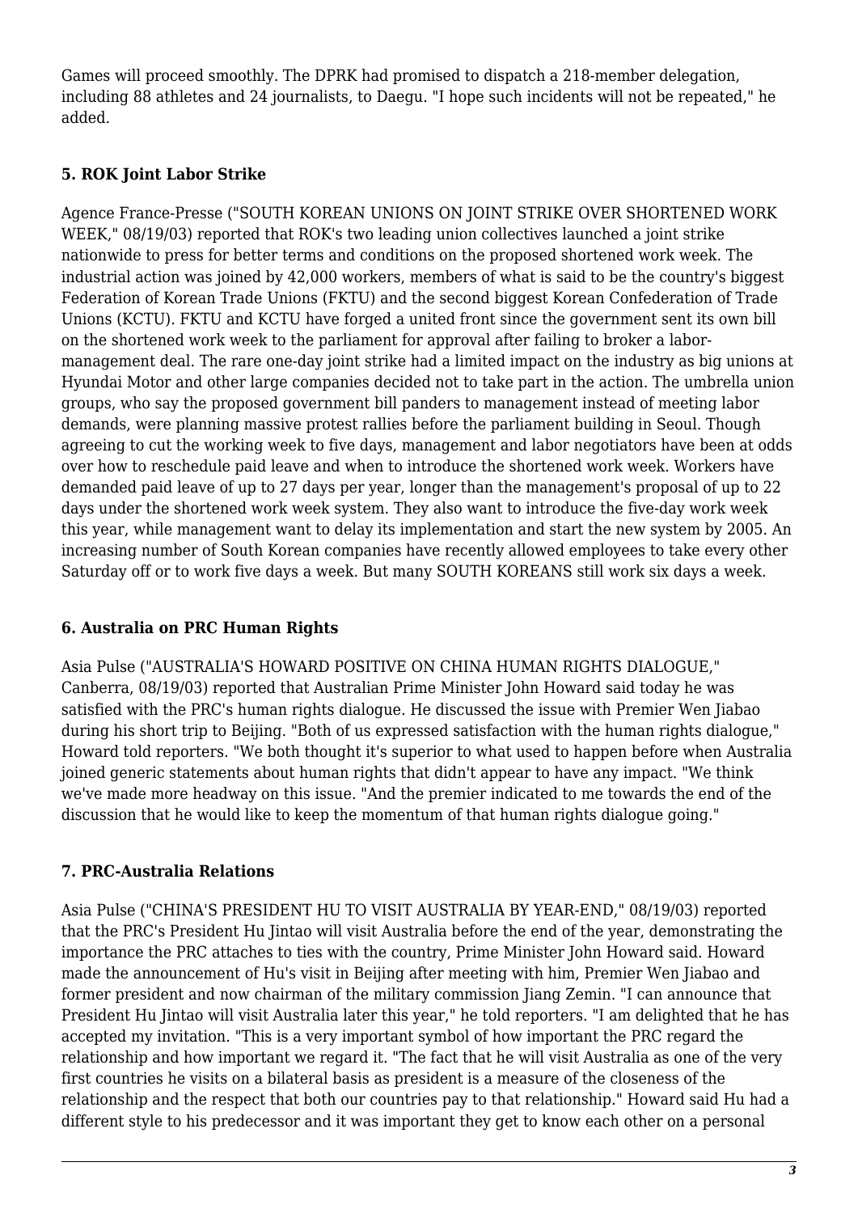Games will proceed smoothly. The DPRK had promised to dispatch a 218-member delegation, including 88 athletes and 24 journalists, to Daegu. "I hope such incidents will not be repeated," he added.

### 5. ROK Joint Labor Strike

Agence France-Presse ("SOUTH KOREAN UNIONS ON JOINT STRIKE OVER SHORTENED WORK WEEK," 08/19/03) reported that ROK's two leading union collectives launched a joint strike nationwide to press for better terms and conditions on the proposed shortened work week. The industrial action was joined by 42,000 workers, members of what is said to be the country's biggest Federation of Korean Trade Unions (FKTU) and the second biggest Korean Confederation of Trade Unions (KCTU). FKTU and KCTU have forged a united front since the government sent its own bill on the shortened work week to the parliament for approval after failing to broker a labor-management deal. The rare one-day joint strike had a limited impact on the industry as big unions at Hyundai Motor and other large companies decided not to take part in the action. The umbrella union groups, who say the proposed government bill panders to management instead of meeting labor demands, were planning massive protest rallies before the parliament building in Seoul. Though agreeing to cut the working week to five days, management and labor negotiators have been at odds over how to reschedule paid leave and when to introduce the shortened work week. Workers have demanded paid leave of up to 27 days per year, longer than the management's proposal of up to 22 days under the shortened work week system. They also want to introduce the five-day work week this year, while management want to delay its implementation and start the new system by 2005. An increasing number of South Korean companies have recently allowed employees to take every other Saturday off or to work five days a week. But many SOUTH KOREANS still work six days a week.

### 6. Australia on PRC Human Rights

Asia Pulse ("AUSTRALIA'S HOWARD POSITIVE ON CHINA HUMAN RIGHTS DIALOGUE," Canberra, 08/19/03) reported that Australian Prime Minister John Howard said today he was satisfied with the PRC's human rights dialogue. He discussed the issue with Premier Wen Jiabao during his short trip to Beijing. "Both of us expressed satisfaction with the human rights dialogue," Howard told reporters. "We both thought it's superior to what used to happen before when Australia joined generic statements about human rights that didn't appear to have any impact. "We think we've made more headway on this issue. "And the premier indicated to me towards the end of the discussion that he would like to keep the momentum of that human rights dialogue going."

### 7. PRC-Australia Relations

Asia Pulse ("CHINA'S PRESIDENT HU TO VISIT AUSTRALIA BY YEAR-END," 08/19/03) reported that the PRC's President Hu Jintao will visit Australia before the end of the year, demonstrating the importance the PRC attaches to ties with the country, Prime Minister John Howard said. Howard made the announcement of Hu's visit in Beijing after meeting with him, Premier Wen Jiabao and former president and now chairman of the military commission Jiang Zemin. "I can announce that President Hu Jintao will visit Australia later this year," he told reporters. "I am delighted that he has accepted my invitation. "This is a very important symbol of how important the PRC regard the relationship and how important we regard it. "The fact that he will visit Australia as one of the very first countries he visits on a bilateral basis as president is a measure of the closeness of the relationship and the respect that both our countries pay to that relationship." Howard said Hu had a different style to his predecessor and it was important they get to know each other on a personal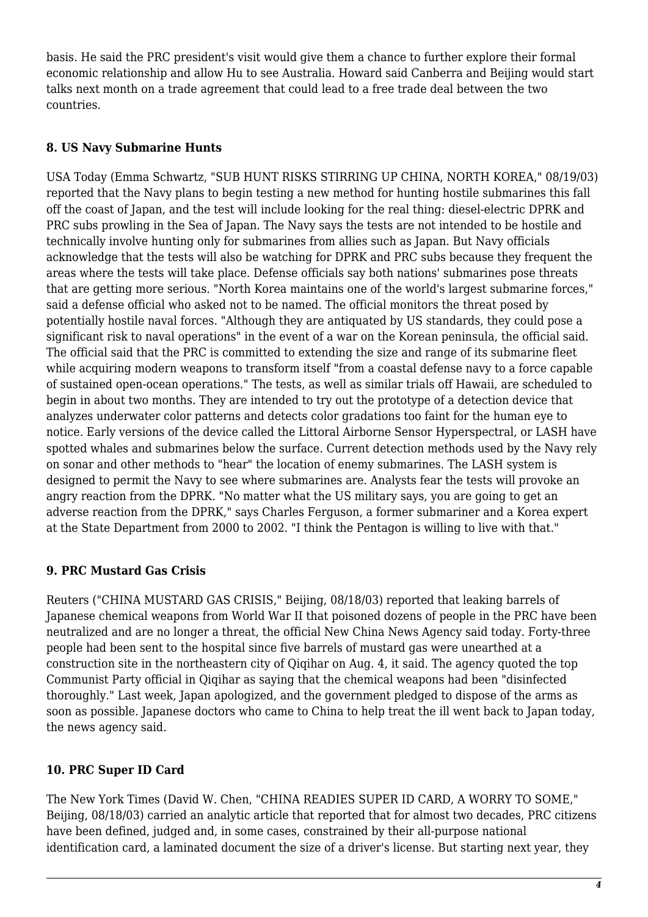basis. He said the PRC president's visit would give them a chance to further explore their formal economic relationship and allow Hu to see Australia. Howard said Canberra and Beijing would start talks next month on a trade agreement that could lead to a free trade deal between the two countries.

### 8. US Navy Submarine Hunts

USA Today (Emma Schwartz, "SUB HUNT RISKS STIRRING UP CHINA, NORTH KOREA," 08/19/03) reported that the Navy plans to begin testing a new method for hunting hostile submarines this fall off the coast of Japan, and the test will include looking for the real thing: diesel-electric DPRK and PRC subs prowling in the Sea of Japan. The Navy says the tests are not intended to be hostile and technically involve hunting only for submarines from allies such as Japan. But Navy officials acknowledge that the tests will also be watching for DPRK and PRC subs because they frequent the areas where the tests will take place. Defense officials say both nations' submarines pose threats that are getting more serious. "North Korea maintains one of the world's largest submarine forces," said a defense official who asked not to be named. The official monitors the threat posed by potentially hostile naval forces. "Although they are antiquated by US standards, they could pose a significant risk to naval operations" in the event of a war on the Korean peninsula, the official said. The official said that the PRC is committed to extending the size and range of its submarine fleet while acquiring modern weapons to transform itself "from a coastal defense navy to a force capable of sustained open-ocean operations." The tests, as well as similar trials off Hawaii, are scheduled to begin in about two months. They are intended to try out the prototype of a detection device that analyzes underwater color patterns and detects color gradations too faint for the human eye to notice. Early versions of the device called the Littoral Airborne Sensor Hyperspectral, or LASH have spotted whales and submarines below the surface. Current detection methods used by the Navy rely on sonar and other methods to "hear" the location of enemy submarines. The LASH system is designed to permit the Navy to see where submarines are. Analysts fear the tests will provoke an angry reaction from the DPRK. "No matter what the US military says, you are going to get an adverse reaction from the DPRK," says Charles Ferguson, a former submariner and a Korea expert at the State Department from 2000 to 2002. "I think the Pentagon is willing to live with that."

### 9. PRC Mustard Gas Crisis

Reuters ("CHINA MUSTARD GAS CRISIS," Beijing, 08/18/03) reported that leaking barrels of Japanese chemical weapons from World War II that poisoned dozens of people in the PRC have been neutralized and are no longer a threat, the official New China News Agency said today. Forty-three people had been sent to the hospital since five barrels of mustard gas were unearthed at a construction site in the northeastern city of Qiqihar on Aug. 4, it said. The agency quoted the top Communist Party official in Qiqihar as saying that the chemical weapons had been "disinfected thoroughly." Last week, Japan apologized, and the government pledged to dispose of the arms as soon as possible. Japanese doctors who came to China to help treat the ill went back to Japan today, the news agency said.

### 10. PRC Super ID Card

The New York Times (David W. Chen, "CHINA READIES SUPER ID CARD, A WORRY TO SOME," Beijing, 08/18/03) carried an analytic article that reported that for almost two decades, PRC citizens have been defined, judged and, in some cases, constrained by their all-purpose national identification card, a laminated document the size of a driver's license. But starting next year, they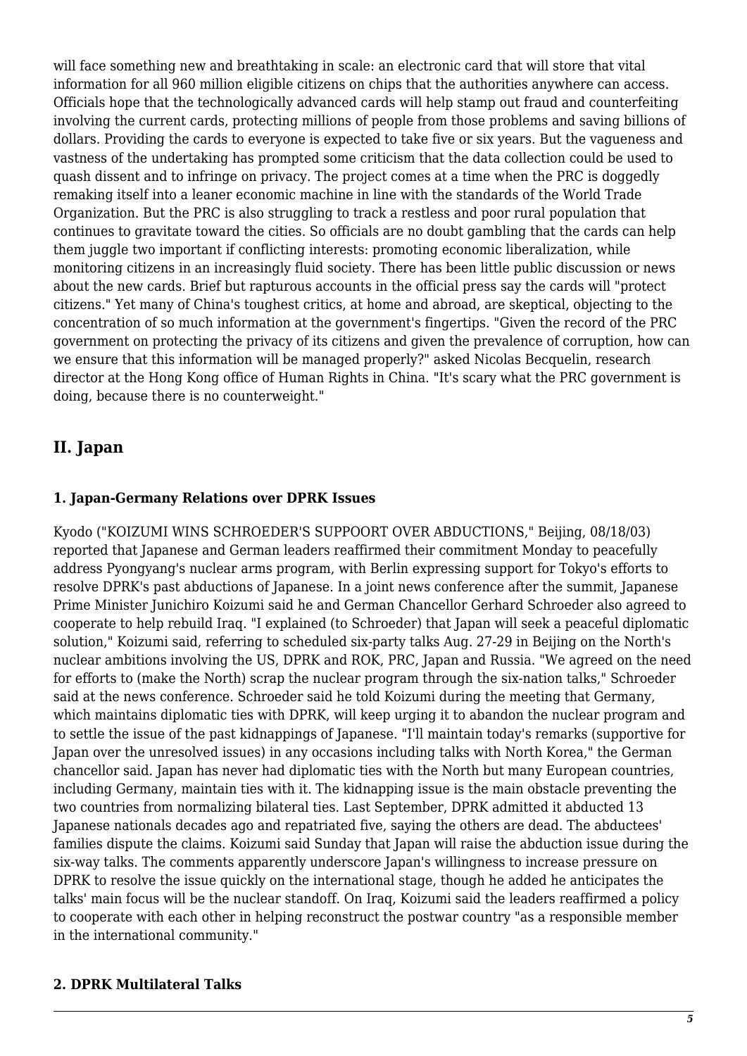will face something new and breathtaking in scale: an electronic card that will store that vital information for all 960 million eligible citizens on chips that the authorities anywhere can access. Officials hope that the technologically advanced cards will help stamp out fraud and counterfeiting involving the current cards, protecting millions of people from those problems and saving billions of dollars. Providing the cards to everyone is expected to take five or six years. But the vagueness and vastness of the undertaking has prompted some criticism that the data collection could be used to quash dissent and to infringe on privacy. The project comes at a time when the PRC is doggedly remaking itself into a leaner economic machine in line with the standards of the World Trade Organization. But the PRC is also struggling to track a restless and poor rural population that continues to gravitate toward the cities. So officials are no doubt gambling that the cards can help them juggle two important if conflicting interests: promoting economic liberalization, while monitoring citizens in an increasingly fluid society. There has been little public discussion or news about the new cards. Brief but rapturous accounts in the official press say the cards will "protect citizens." Yet many of China's toughest critics, at home and abroad, are skeptical, objecting to the concentration of so much information at the government's fingertips. "Given the record of the PRC government on protecting the privacy of its citizens and given the prevalence of corruption, how can we ensure that this information will be managed properly?" asked Nicolas Becquelin, research director at the Hong Kong office of Human Rights in China. "It's scary what the PRC government is doing, because there is no counterweight."

## II. Japan

### 1. Japan-Germany Relations over DPRK Issues

Kyodo ("KOIZUMI WINS SCHROEDER'S SUPPOORT OVER ABDUCTIONS," Beijing, 08/18/03) reported that Japanese and German leaders reaffirmed their commitment Monday to peacefully address Pyongyang's nuclear arms program, with Berlin expressing support for Tokyo's efforts to resolve DPRK's past abductions of Japanese. In a joint news conference after the summit, Japanese Prime Minister Junichiro Koizumi said he and German Chancellor Gerhard Schroeder also agreed to cooperate to help rebuild Iraq. "I explained (to Schroeder) that Japan will seek a peaceful diplomatic solution," Koizumi said, referring to scheduled six-party talks Aug. 27-29 in Beijing on the North's nuclear ambitions involving the US, DPRK and ROK, PRC, Japan and Russia. "We agreed on the need for efforts to (make the North) scrap the nuclear program through the six-nation talks," Schroeder said at the news conference. Schroeder said he told Koizumi during the meeting that Germany, which maintains diplomatic ties with DPRK, will keep urging it to abandon the nuclear program and to settle the issue of the past kidnappings of Japanese. "I'll maintain today's remarks (supportive for Japan over the unresolved issues) in any occasions including talks with North Korea," the German chancellor said. Japan has never had diplomatic ties with the North but many European countries, including Germany, maintain ties with it. The kidnapping issue is the main obstacle preventing the two countries from normalizing bilateral ties. Last September, DPRK admitted it abducted 13 Japanese nationals decades ago and repatriated five, saying the others are dead. The abductees' families dispute the claims. Koizumi said Sunday that Japan will raise the abduction issue during the six-way talks. The comments apparently underscore Japan's willingness to increase pressure on DPRK to resolve the issue quickly on the international stage, though he added he anticipates the talks' main focus will be the nuclear standoff. On Iraq, Koizumi said the leaders reaffirmed a policy to cooperate with each other in helping reconstruct the postwar country "as a responsible member in the international community."

### 2. DPRK Multilateral Talks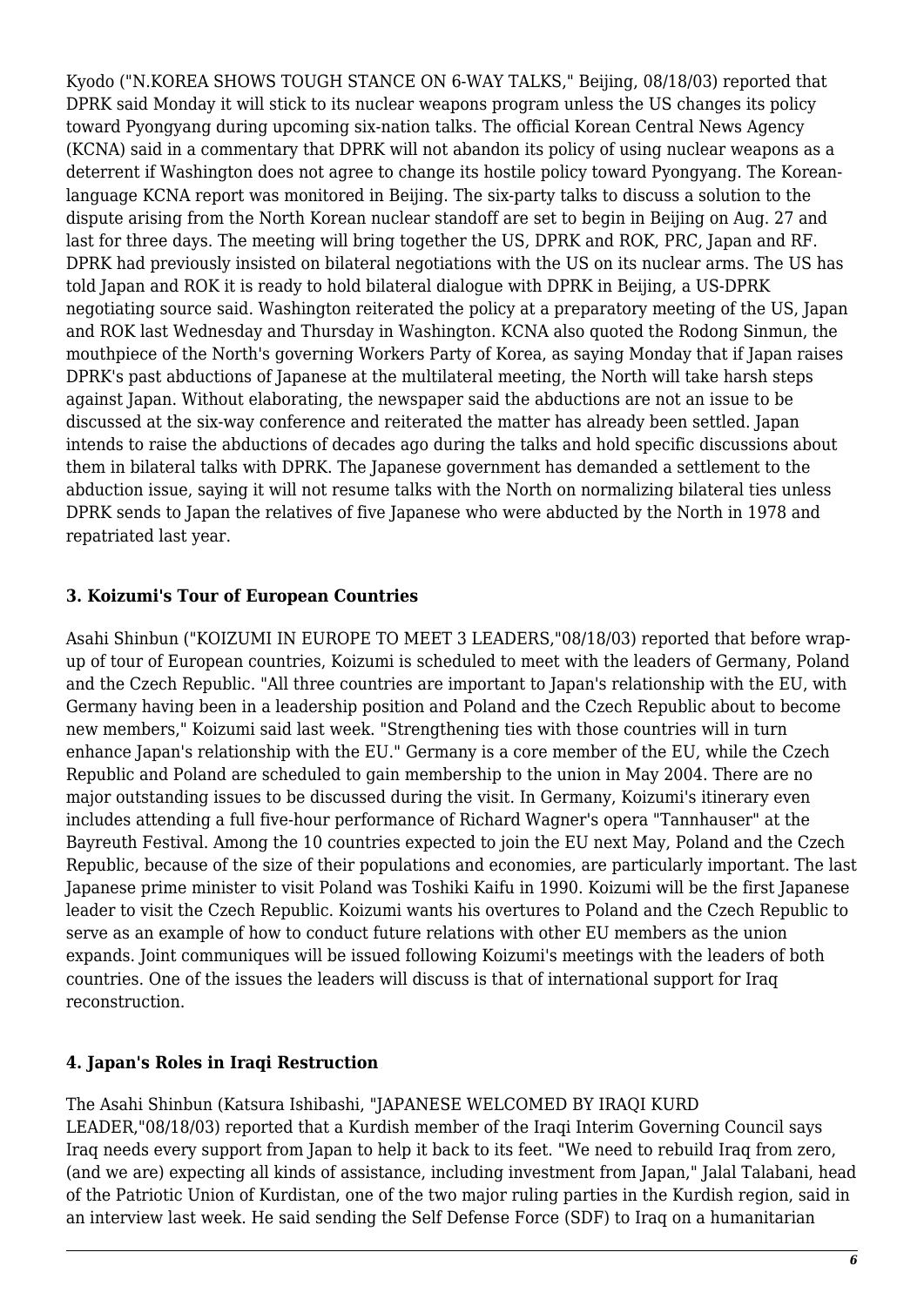Kyodo ("N.KOREA SHOWS TOUGH STANCE ON 6-WAY TALKS," Beijing, 08/18/03) reported that DPRK said Monday it will stick to its nuclear weapons program unless the US changes its policy toward Pyongyang during upcoming six-nation talks. The official Korean Central News Agency (KCNA) said in a commentary that DPRK will not abandon its policy of using nuclear weapons as a deterrent if Washington does not agree to change its hostile policy toward Pyongyang. The Korean-language KCNA report was monitored in Beijing. The six-party talks to discuss a solution to the dispute arising from the North Korean nuclear standoff are set to begin in Beijing on Aug. 27 and last for three days. The meeting will bring together the US, DPRK and ROK, PRC, Japan and RF. DPRK had previously insisted on bilateral negotiations with the US on its nuclear arms. The US has told Japan and ROK it is ready to hold bilateral dialogue with DPRK in Beijing, a US-DPRK negotiating source said. Washington reiterated the policy at a preparatory meeting of the US, Japan and ROK last Wednesday and Thursday in Washington. KCNA also quoted the Rodong Sinmun, the mouthpiece of the North's governing Workers Party of Korea, as saying Monday that if Japan raises DPRK's past abductions of Japanese at the multilateral meeting, the North will take harsh steps against Japan. Without elaborating, the newspaper said the abductions are not an issue to be discussed at the six-way conference and reiterated the matter has already been settled. Japan intends to raise the abductions of decades ago during the talks and hold specific discussions about them in bilateral talks with DPRK. The Japanese government has demanded a settlement to the abduction issue, saying it will not resume talks with the North on normalizing bilateral ties unless DPRK sends to Japan the relatives of five Japanese who were abducted by the North in 1978 and repatriated last year.

### 3. Koizumi's Tour of European Countries

Asahi Shinbun ("KOIZUMI IN EUROPE TO MEET 3 LEADERS,"08/18/03) reported that before wrap-up of tour of European countries, Koizumi is scheduled to meet with the leaders of Germany, Poland and the Czech Republic. "All three countries are important to Japan's relationship with the EU, with Germany having been in a leadership position and Poland and the Czech Republic about to become new members," Koizumi said last week. "Strengthening ties with those countries will in turn enhance Japan's relationship with the EU." Germany is a core member of the EU, while the Czech Republic and Poland are scheduled to gain membership to the union in May 2004. There are no major outstanding issues to be discussed during the visit. In Germany, Koizumi's itinerary even includes attending a full five-hour performance of Richard Wagner's opera "Tannhauser" at the Bayreuth Festival. Among the 10 countries expected to join the EU next May, Poland and the Czech Republic, because of the size of their populations and economies, are particularly important. The last Japanese prime minister to visit Poland was Toshiki Kaifu in 1990. Koizumi will be the first Japanese leader to visit the Czech Republic. Koizumi wants his overtures to Poland and the Czech Republic to serve as an example of how to conduct future relations with other EU members as the union expands. Joint communiques will be issued following Koizumi's meetings with the leaders of both countries. One of the issues the leaders will discuss is that of international support for Iraq reconstruction.

### 4. Japan's Roles in Iraqi Restruction

The Asahi Shinbun (Katsura Ishibashi, "JAPANESE WELCOMED BY IRAQI KURD LEADER,"08/18/03) reported that a Kurdish member of the Iraqi Interim Governing Council says Iraq needs every support from Japan to help it back to its feet. "We need to rebuild Iraq from zero, (and we are) expecting all kinds of assistance, including investment from Japan," Jalal Talabani, head of the Patriotic Union of Kurdistan, one of the two major ruling parties in the Kurdish region, said in an interview last week. He said sending the Self Defense Force (SDF) to Iraq on a humanitarian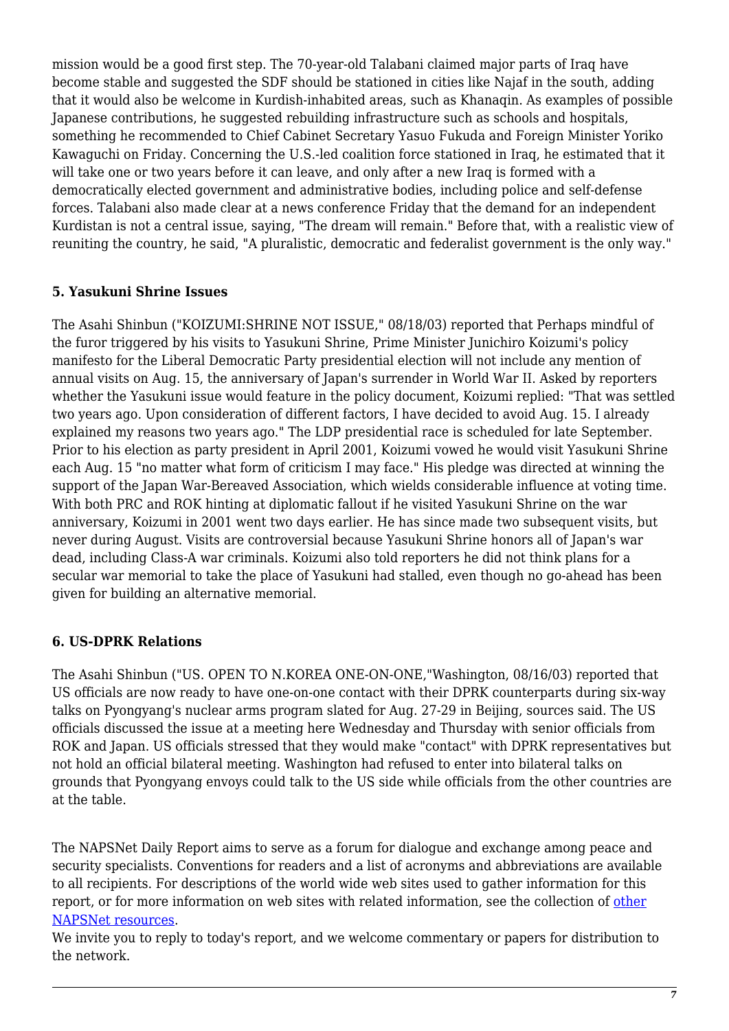mission would be a good first step. The 70-year-old Talabani claimed major parts of Iraq have become stable and suggested the SDF should be stationed in cities like Najaf in the south, adding that it would also be welcome in Kurdish-inhabited areas, such as Khanaqin. As examples of possible Japanese contributions, he suggested rebuilding infrastructure such as schools and hospitals, something he recommended to Chief Cabinet Secretary Yasuo Fukuda and Foreign Minister Yoriko Kawaguchi on Friday. Concerning the U.S.-led coalition force stationed in Iraq, he estimated that it will take one or two years before it can leave, and only after a new Iraq is formed with a democratically elected government and administrative bodies, including police and self-defense forces. Talabani also made clear at a news conference Friday that the demand for an independent Kurdistan is not a central issue, saying, "The dream will remain." Before that, with a realistic view of reuniting the country, he said, "A pluralistic, democratic and federalist government is the only way."

### 5. Yasukuni Shrine Issues

The Asahi Shinbun ("KOIZUMI:SHRINE NOT ISSUE," 08/18/03) reported that Perhaps mindful of the furor triggered by his visits to Yasukuni Shrine, Prime Minister Junichiro Koizumi's policy manifesto for the Liberal Democratic Party presidential election will not include any mention of annual visits on Aug. 15, the anniversary of Japan's surrender in World War II. Asked by reporters whether the Yasukuni issue would feature in the policy document, Koizumi replied: "That was settled two years ago. Upon consideration of different factors, I have decided to avoid Aug. 15. I already explained my reasons two years ago." The LDP presidential race is scheduled for late September. Prior to his election as party president in April 2001, Koizumi vowed he would visit Yasukuni Shrine each Aug. 15 "no matter what form of criticism I may face." His pledge was directed at winning the support of the Japan War-Bereaved Association, which wields considerable influence at voting time. With both PRC and ROK hinting at diplomatic fallout if he visited Yasukuni Shrine on the war anniversary, Koizumi in 2001 went two days earlier. He has since made two subsequent visits, but never during August. Visits are controversial because Yasukuni Shrine honors all of Japan's war dead, including Class-A war criminals. Koizumi also told reporters he did not think plans for a secular war memorial to take the place of Yasukuni had stalled, even though no go-ahead has been given for building an alternative memorial.

### 6. US-DPRK Relations

The Asahi Shinbun ("US. OPEN TO N.KOREA ONE-ON-ONE,"Washington, 08/16/03) reported that US officials are now ready to have one-on-one contact with their DPRK counterparts during six-way talks on Pyongyang's nuclear arms program slated for Aug. 27-29 in Beijing, sources said. The US officials discussed the issue at a meeting here Wednesday and Thursday with senior officials from ROK and Japan. US officials stressed that they would make "contact" with DPRK representatives but not hold an official bilateral meeting. Washington had refused to enter into bilateral talks on grounds that Pyongyang envoys could talk to the US side while officials from the other countries are at the table.

The NAPSNet Daily Report aims to serve as a forum for dialogue and exchange among peace and security specialists. Conventions for readers and a list of acronyms and abbreviations are available to all recipients. For descriptions of the world wide web sites used to gather information for this report, or for more information on web sites with related information, see the collection of other NAPSNet resources.

We invite you to reply to today's report, and we welcome commentary or papers for distribution to the network.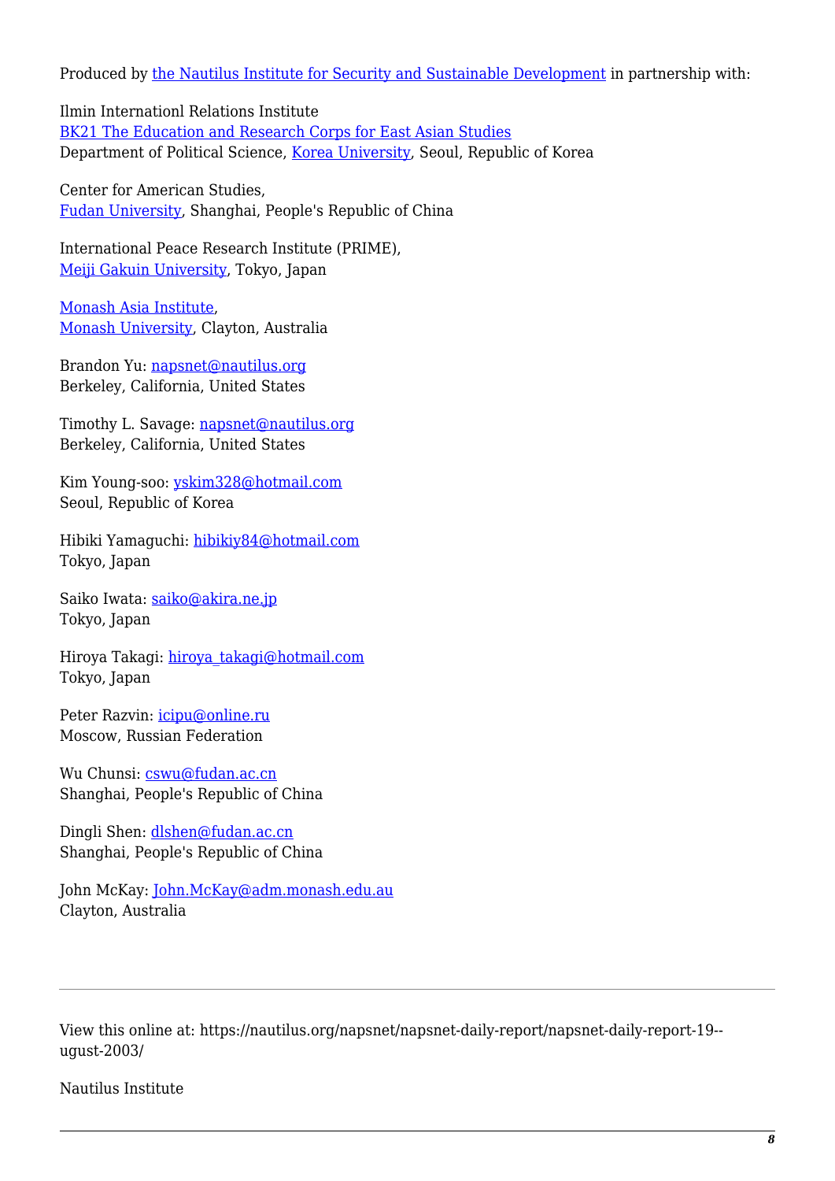Produced by [the Nautilus Institute for Security and Sustainable Development](#) in partnership with:

Ilmin Internationl Relations Institute
[BK21 The Education and Research Corps for East Asian Studies](#)
Department of Political Science, [Korea University](#), Seoul, Republic of Korea

Center for American Studies,
[Fudan University](#), Shanghai, People's Republic of China

International Peace Research Institute (PRIME),
[Meiji Gakuin University](#), Tokyo, Japan

[Monash Asia Institute](#),
[Monash University](#), Clayton, Australia

Brandon Yu: napsnet@nautilus.org
Berkeley, California, United States

Timothy L. Savage: napsnet@nautilus.org
Berkeley, California, United States

Kim Young-soo: yskim328@hotmail.com
Seoul, Republic of Korea

Hibiki Yamaguchi: hibikiy84@hotmail.com
Tokyo, Japan

Saiko Iwata: saiko@akira.ne.jp
Tokyo, Japan

Hiroya Takagi: hiroya_takagi@hotmail.com
Tokyo, Japan

Peter Razvin: icipu@online.ru
Moscow, Russian Federation

Wu Chunsi: cswu@fudan.ac.cn
Shanghai, People's Republic of China

Dingli Shen: dlshen@fudan.ac.cn
Shanghai, People's Republic of China

John McKay: John.McKay@adm.monash.edu.au
Clayton, Australia

---

View this online at: https://nautilus.org/napsnet/napsnet-daily-report/napsnet-daily-report-19--ugust-2003/

Nautilus Institute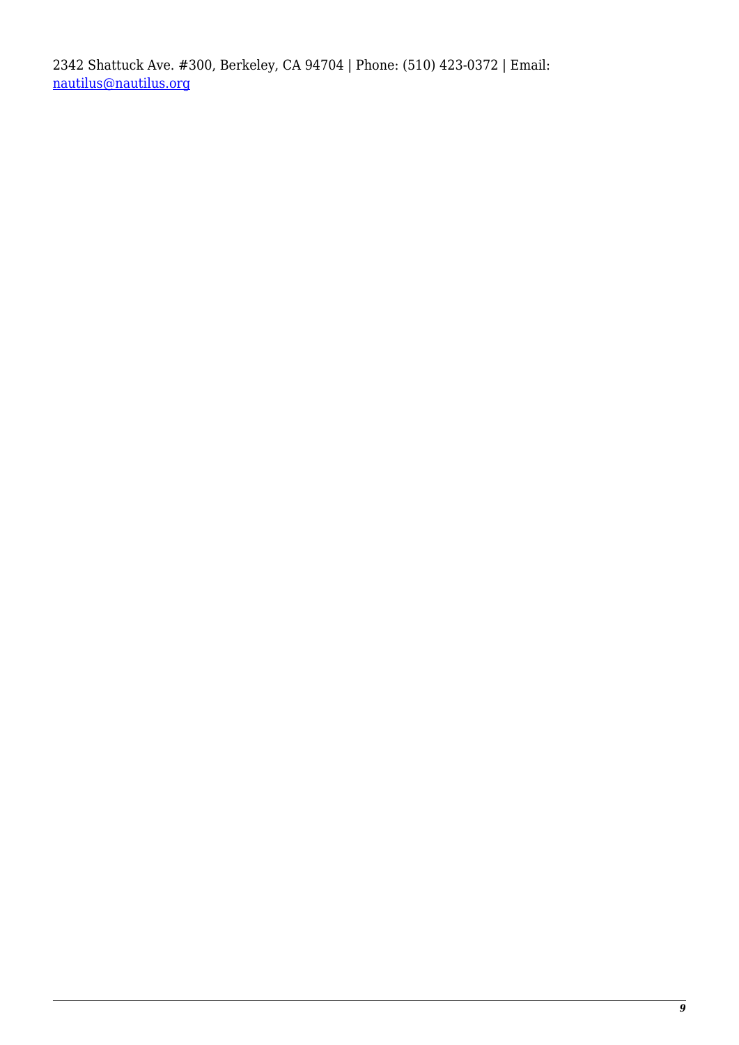2342 Shattuck Ave. #300, Berkeley, CA 94704 | Phone: (510) 423-0372 | Email: [nautilus@nautilus.org](mailto:nautilus@nautilus.org)